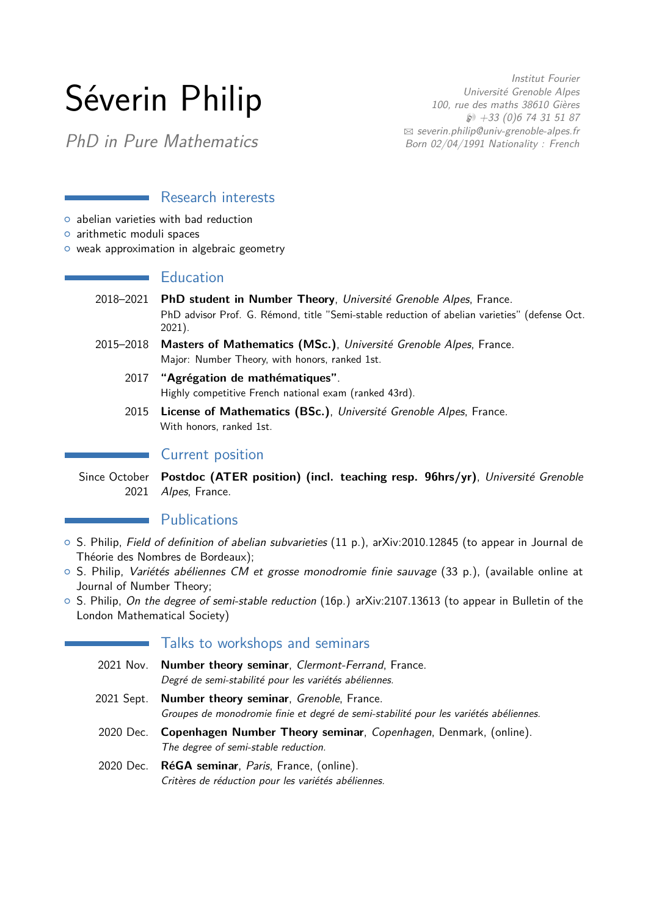# Séverin Philip

*PhD in Pure Mathematics*

*Institut Fourier*
*Université Grenoble Alpes*
*100, rue des maths 38610 Gières*
*+33 (0)6 74 31 51 87*
*severin.philip@univ-grenoble-alpes.fr*
*Born 02/04/1991 Nationality : French*

## Research interests

- abelian varieties with bad reduction
- arithmetic moduli spaces
- weak approximation in algebraic geometry

## Education

2018–2021 **PhD student in Number Theory**, *Université Grenoble Alpes*, France.
PhD advisor Prof. G. Rémond, title "Semi-stable reduction of abelian varieties" (defense Oct. 2021).

2015–2018 **Masters of Mathematics (MSc.)**, *Université Grenoble Alpes*, France.
Major: Number Theory, with honors, ranked 1st.

2017 **"Agrégation de mathématiques"**.
Highly competitive French national exam (ranked 43rd).

2015 **License of Mathematics (BSc.)**, *Université Grenoble Alpes*, France.
With honors, ranked 1st.

## Current position

Since October 2021 **Postdoc (ATER position) (incl. teaching resp. 96hrs/yr)**, *Université Grenoble Alpes*, France.

## Publications

- S. Philip, *Field of definition of abelian subvarieties* (11 p.), arXiv:2010.12845 (to appear in Journal de Théorie des Nombres de Bordeaux);
- S. Philip, *Variétés abéliennes CM et grosse monodromie finie sauvage* (33 p.), (available online at Journal of Number Theory;
- S. Philip, *On the degree of semi-stable reduction* (16p.) arXiv:2107.13613 (to appear in Bulletin of the London Mathematical Society)

## Talks to workshops and seminars

2021 Nov. **Number theory seminar**, *Clermont-Ferrand*, France.
*Degré de semi-stabilité pour les variétés abéliennes.*

2021 Sept. **Number theory seminar**, *Grenoble*, France.
*Groupes de monodromie finie et degré de semi-stabilité pour les variétés abéliennes.*

2020 Dec. **Copenhagen Number Theory seminar**, *Copenhagen*, Denmark, (online).
*The degree of semi-stable reduction.*

2020 Dec. **RéGA seminar**, *Paris*, France, (online).
*Critères de réduction pour les variétés abéliennes.*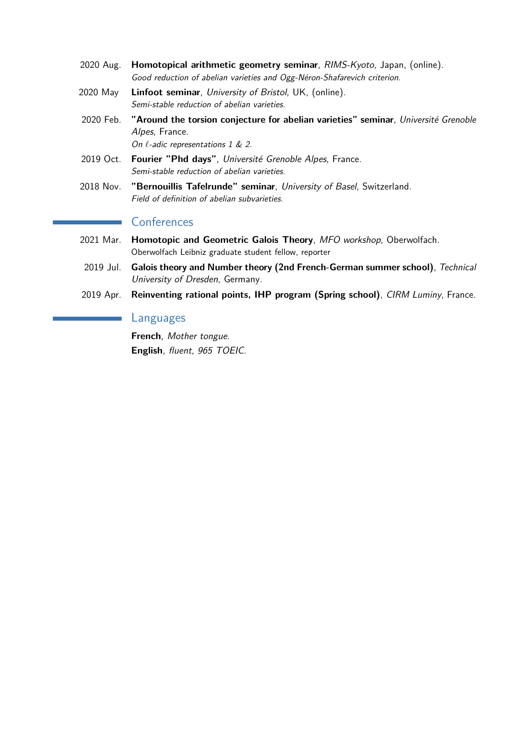2020 Aug. **Homotopical arithmetic geometry seminar**, *RIMS-Kyoto*, Japan, (online).
*Good reduction of abelian varieties and Ogg-Néron-Shafarevich criterion.*

2020 May **Linfoot seminar**, *University of Bristol*, UK, (online).
*Semi-stable reduction of abelian varieties.*

2020 Feb. **"Around the torsion conjecture for abelian varieties" seminar**, *Université Grenoble Alpes*, France.
*On $\ell$-adic representations 1 & 2.*

2019 Oct. **Fourier "Phd days"**, *Université Grenoble Alpes*, France.
*Semi-stable reduction of abelian varieties.*

2018 Nov. **"Bernouillis Tafelrunde" seminar**, *University of Basel*, Switzerland.
*Field of definition of abelian subvarieties.*

## Conferences

2021 Mar. **Homotopic and Geometric Galois Theory**, *MFO workshop*, Oberwolfach.
Oberwolfach Leibniz graduate student fellow, reporter

2019 Jul. **Galois theory and Number theory (2nd French-German summer school)**, *Technical University of Dresden*, Germany.

2019 Apr. **Reinventing rational points, IHP program (Spring school)**, *CIRM Luminy*, France.

## Languages

**French**, *Mother tongue.*
**English**, *fluent, 965 TOEIC.*